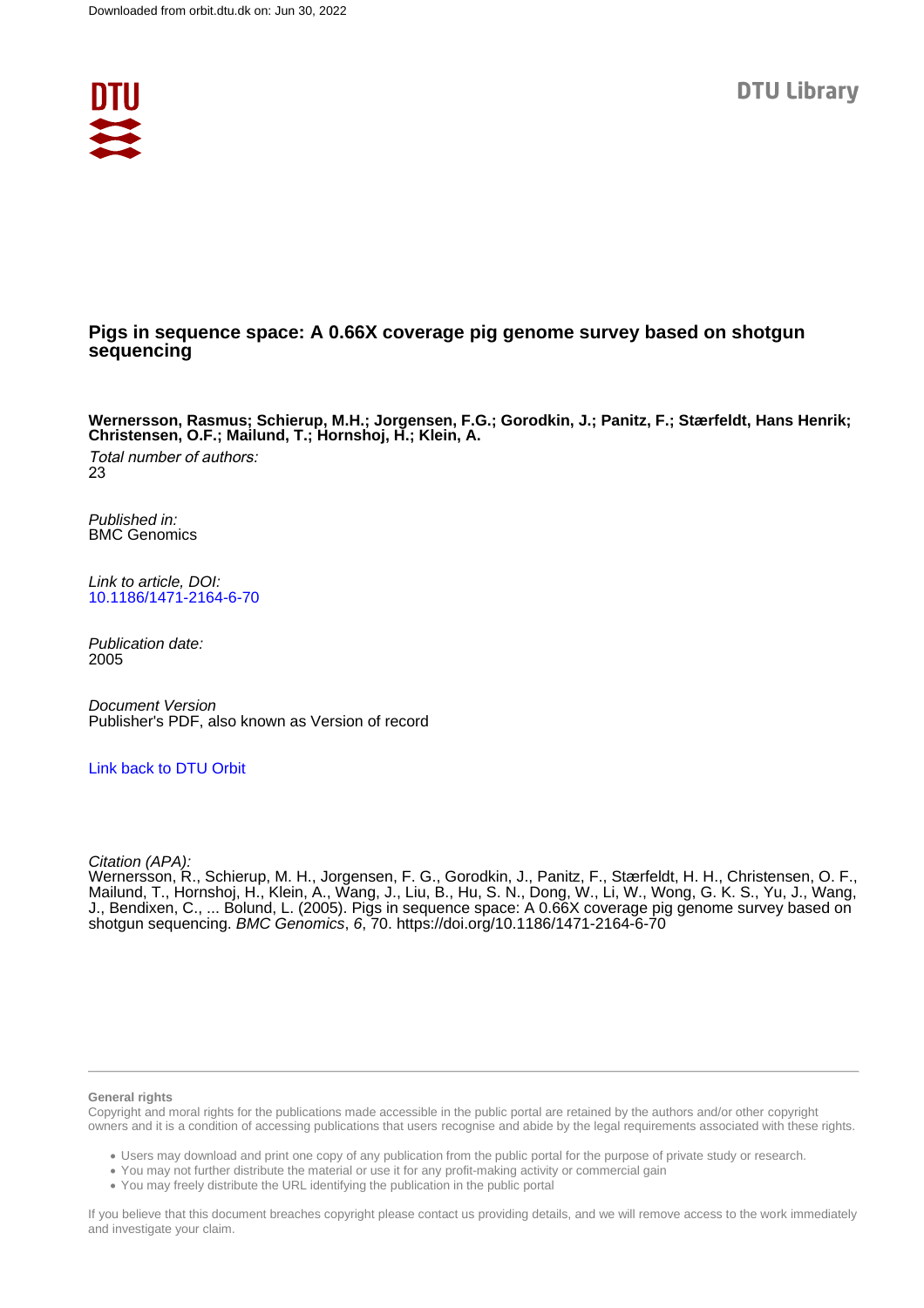Downloaded from orbit.dtu.dk on: Jun 30, 2022

DTU Library

# Pigs in sequence space: A 0.66X coverage pig genome survey based on shotgun sequencing

**Wernersson, Rasmus; Schierup, M.H.; Jorgensen, F.G.; Gorodkin, J.; Panitz, F.; Stærfeldt, Hans Henrik; Christensen, O.F.; Mailund, T.; Hornshoj, H.; Klein, A.**

*Total number of authors:*
23

*Published in:*
BMC Genomics

*Link to article, DOI:*
10.1186/1471-2164-6-70

*Publication date:*
2005

*Document Version*
Publisher's PDF, also known as Version of record

Link back to DTU Orbit

*Citation (APA):*
Wernersson, R., Schierup, M. H., Jorgensen, F. G., Gorodkin, J., Panitz, F., Stærfeldt, H. H., Christensen, O. F., Mailund, T., Hornshoj, H., Klein, A., Wang, J., Liu, B., Hu, S. N., Dong, W., Li, W., Wong, G. K. S., Yu, J., Wang, J., Bendixen, C., ... Bolund, L. (2005). Pigs in sequence space: A 0.66X coverage pig genome survey based on shotgun sequencing. *BMC Genomics*, *6*, 70. https://doi.org/10.1186/1471-2164-6-70

**General rights**
Copyright and moral rights for the publications made accessible in the public portal are retained by the authors and/or other copyright owners and it is a condition of accessing publications that users recognise and abide by the legal requirements associated with these rights.

- Users may download and print one copy of any publication from the public portal for the purpose of private study or research.
- You may not further distribute the material or use it for any profit-making activity or commercial gain
- You may freely distribute the URL identifying the publication in the public portal

If you believe that this document breaches copyright please contact us providing details, and we will remove access to the work immediately and investigate your claim.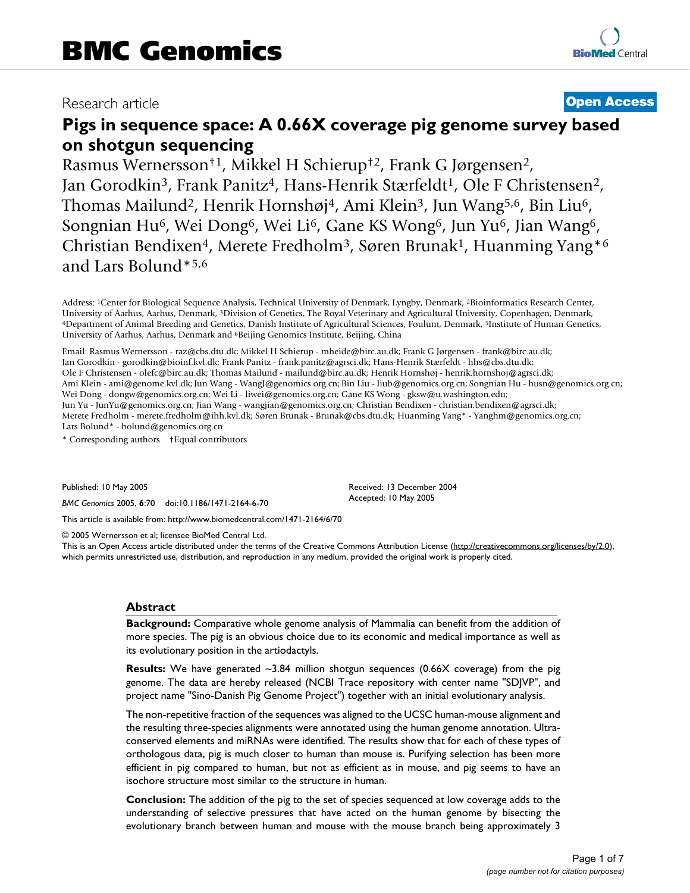# Pigs in sequence space: A 0.66X coverage pig genome survey based on shotgun sequencing

Rasmus Wernersson†[1], Mikkel H Schierup†[2], Frank G Jørgensen[2], Jan Gorodkin[3], Frank Panitz[4], Hans-Henrik Stærfeldt[1], Ole F Christensen[2], Thomas Mailund[2], Henrik Hornshøj[4], Ami Klein[3], Jun Wang[5,6], Bin Liu[6], Songnian Hu[6], Wei Dong[6], Wei Li[6], Gane KS Wong[6], Jun Yu[6], Jian Wang[6], Christian Bendixen[4], Merete Fredholm[3], Søren Brunak[1], Huanming Yang*[6] and Lars Bolund*[5,6]

Address: [1]Center for Biological Sequence Analysis, Technical University of Denmark, Lyngby, Denmark, [2]Bioinformatics Research Center, University of Aarhus, Aarhus, Denmark, [3]Division of Genetics, The Royal Veterinary and Agricultural University, Copenhagen, Denmark, [4]Department of Animal Breeding and Genetics, Danish Institute of Agricultural Sciences, Foulum, Denmark, [5]Institute of Human Genetics, University of Aarhus, Aarhus, Denmark and [6]Beijing Genomics Institute, Beijing, China

Email: Rasmus Wernersson - raz@cbs.dtu.dk; Mikkel H Schierup - mheide@birc.au.dk; Frank G Jørgensen - frank@birc.au.dk; Jan Gorodkin - gorodkin@bioinf.kvl.dk; Frank Panitz - frank.panitz@agrsci.dk; Hans-Henrik Stærfeldt - hhs@cbs.dtu.dk; Ole F Christensen - olefc@birc.au.dk; Thomas Mailund - mailund@birc.au.dk; Henrik Hornshøj - henrik.hornshoj@agrsci.dk; Ami Klein - ami@genome.kvl.dk; Jun Wang - WangJ@genomics.org.cn; Bin Liu - liub@genomics.org.cn; Songnian Hu - husn@genomics.org.cn; Wei Dong - dongw@genomics.org.cn; Wei Li - liwei@genomics.org.cn; Gane KS Wong - gksw@u.washington.edu; Jun Yu - JunYu@genomics.org.cn; Jian Wang - wangjian@genomics.org.cn; Christian Bendixen - christian.bendixen@agrsci.dk; Merete Fredholm - merete.fredholm@ihh.kvl.dk; Søren Brunak - Brunak@cbs.dtu.dk; Huanming Yang* - Yanghm@genomics.org.cn; Lars Bolund* - bolund@genomics.org.cn

\* Corresponding authors †Equal contributors

Published: 10 May 2005

*BMC Genomics* 2005, **6**:70 doi:10.1186/1471-2164-6-70

Received: 13 December 2004
Accepted: 10 May 2005

This article is available from: http://www.biomedcentral.com/1471-2164/6/70

© 2005 Wernersson et al; licensee BioMed Central Ltd.
This is an Open Access article distributed under the terms of the Creative Commons Attribution License (http://creativecommons.org/licenses/by/2.0), which permits unrestricted use, distribution, and reproduction in any medium, provided the original work is properly cited.

## Abstract

**Background:** Comparative whole genome analysis of Mammalia can benefit from the addition of more species. The pig is an obvious choice due to its economic and medical importance as well as its evolutionary position in the artiodactyls.

**Results:** We have generated ~3.84 million shotgun sequences (0.66X coverage) from the pig genome. The data are hereby released (NCBI Trace repository with center name "SDJVP", and project name "Sino-Danish Pig Genome Project") together with an initial evolutionary analysis.

The non-repetitive fraction of the sequences was aligned to the UCSC human-mouse alignment and the resulting three-species alignments were annotated using the human genome annotation. Ultra-conserved elements and miRNAs were identified. The results show that for each of these types of orthologous data, pig is much closer to human than mouse is. Purifying selection has been more efficient in pig compared to human, but not as efficient as in mouse, and pig seems to have an isochore structure most similar to the structure in human.

**Conclusion:** The addition of the pig to the set of species sequenced at low coverage adds to the understanding of selective pressures that have acted on the human genome by bisecting the evolutionary branch between human and mouse with the mouse branch being approximately 3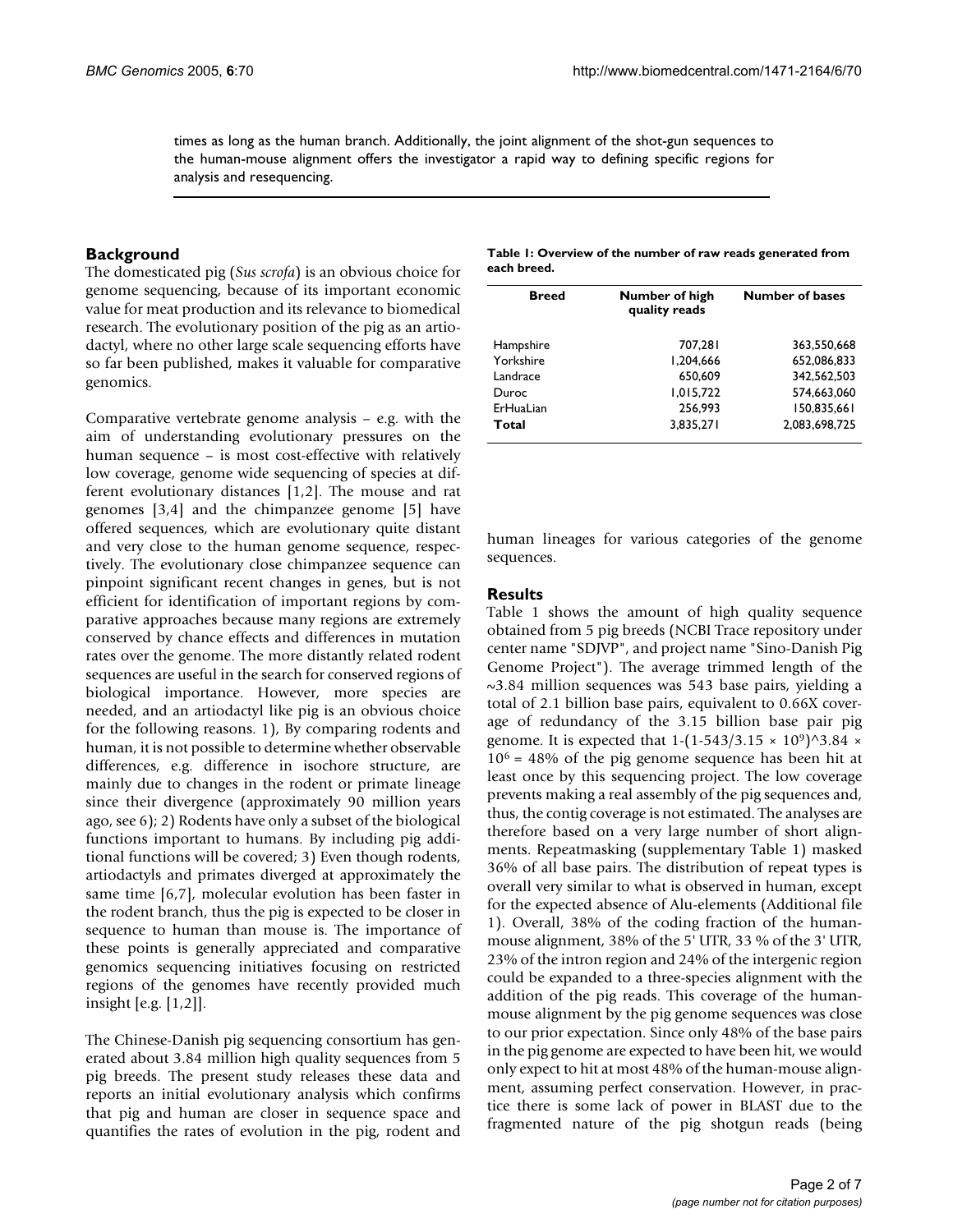times as long as the human branch. Additionally, the joint alignment of the shot-gun sequences to the human-mouse alignment offers the investigator a rapid way to defining specific regions for analysis and resequencing.

## Background

The domesticated pig (*Sus scrofa*) is an obvious choice for genome sequencing, because of its important economic value for meat production and its relevance to biomedical research. The evolutionary position of the pig as an artiodactyl, where no other large scale sequencing efforts have so far been published, makes it valuable for comparative genomics.

Comparative vertebrate genome analysis – e.g. with the aim of understanding evolutionary pressures on the human sequence – is most cost-effective with relatively low coverage, genome wide sequencing of species at different evolutionary distances [1,2]. The mouse and rat genomes [3,4] and the chimpanzee genome [5] have offered sequences, which are evolutionary quite distant and very close to the human genome sequence, respectively. The evolutionary close chimpanzee sequence can pinpoint significant recent changes in genes, but is not efficient for identification of important regions by comparative approaches because many regions are extremely conserved by chance effects and differences in mutation rates over the genome. The more distantly related rodent sequences are useful in the search for conserved regions of biological importance. However, more species are needed, and an artiodactyl like pig is an obvious choice for the following reasons. 1), By comparing rodents and human, it is not possible to determine whether observable differences, e.g. difference in isochore structure, are mainly due to changes in the rodent or primate lineage since their divergence (approximately 90 million years ago, see 6); 2) Rodents have only a subset of the biological functions important to humans. By including pig additional functions will be covered; 3) Even though rodents, artiodactyls and primates diverged at approximately the same time [6,7], molecular evolution has been faster in the rodent branch, thus the pig is expected to be closer in sequence to human than mouse is. The importance of these points is generally appreciated and comparative genomics sequencing initiatives focusing on restricted regions of the genomes have recently provided much insight [e.g. [1,2]].

The Chinese-Danish pig sequencing consortium has generated about 3.84 million high quality sequences from 5 pig breeds. The present study releases these data and reports an initial evolutionary analysis which confirms that pig and human are closer in sequence space and quantifies the rates of evolution in the pig, rodent and human lineages for various categories of the genome sequences.

**Table 1: Overview of the number of raw reads generated from each breed.**

| Breed | Number of high quality reads | Number of bases |
|---|---|---|
| Hampshire | 707,281 | 363,550,668 |
| Yorkshire | 1,204,666 | 652,086,833 |
| Landrace | 650,609 | 342,562,503 |
| Duroc | 1,015,722 | 574,663,060 |
| ErHuaLian | 256,993 | 150,835,661 |
| **Total** | 3,835,271 | 2,083,698,725 |

## Results

Table 1 shows the amount of high quality sequence obtained from 5 pig breeds (NCBI Trace repository under center name "SDJVP", and project name "Sino-Danish Pig Genome Project"). The average trimmed length of the ~3.84 million sequences was 543 base pairs, yielding a total of 2.1 billion base pairs, equivalent to 0.66X coverage of redundancy of the 3.15 billion base pair pig genome. It is expected that $1-(1-543/3.15 \times 10^9)^{3.84 \times 10^6} = 48\%$ of the pig genome sequence has been hit at least once by this sequencing project. The low coverage prevents making a real assembly of the pig sequences and, thus, the contig coverage is not estimated. The analyses are therefore based on a very large number of short alignments. Repeatmasking (supplementary Table 1) masked 36% of all base pairs. The distribution of repeat types is overall very similar to what is observed in human, except for the expected absence of Alu-elements (Additional file 1). Overall, 38% of the coding fraction of the human-mouse alignment, 38% of the 5' UTR, 33 % of the 3' UTR, 23% of the intron region and 24% of the intergenic region could be expanded to a three-species alignment with the addition of the pig reads. This coverage of the human-mouse alignment by the pig genome sequences was close to our prior expectation. Since only 48% of the base pairs in the pig genome are expected to have been hit, we would only expect to hit at most 48% of the human-mouse alignment, assuming perfect conservation. However, in practice there is some lack of power in BLAST due to the fragmented nature of the pig shotgun reads (being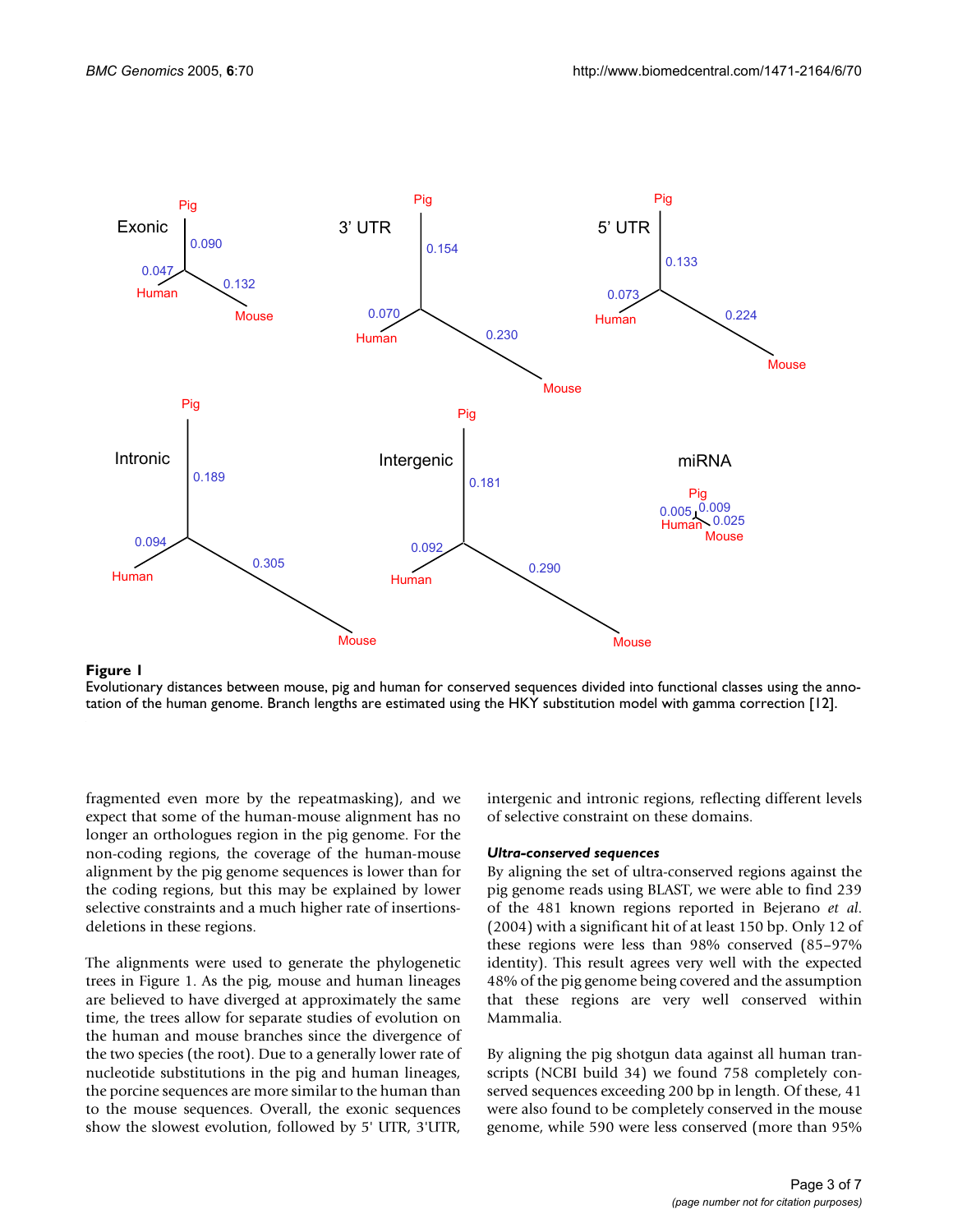**Figure 1**

Evolutionary distances between mouse, pig and human for conserved sequences divided into functional classes using the annotation of the human genome. Branch lengths are estimated using the HKY substitution model with gamma correction [12].

fragmented even more by the repeatmasking), and we expect that some of the human-mouse alignment has no longer an orthologues region in the pig genome. For the non-coding regions, the coverage of the human-mouse alignment by the pig genome sequences is lower than for the coding regions, but this may be explained by lower selective constraints and a much higher rate of insertions-deletions in these regions.

The alignments were used to generate the phylogenetic trees in Figure 1. As the pig, mouse and human lineages are believed to have diverged at approximately the same time, the trees allow for separate studies of evolution on the human and mouse branches since the divergence of the two species (the root). Due to a generally lower rate of nucleotide substitutions in the pig and human lineages, the porcine sequences are more similar to the human than to the mouse sequences. Overall, the exonic sequences show the slowest evolution, followed by 5' UTR, 3'UTR, intergenic and intronic regions, reflecting different levels of selective constraint on these domains.

### *Ultra-conserved sequences*

By aligning the set of ultra-conserved regions against the pig genome reads using BLAST, we were able to find 239 of the 481 known regions reported in Bejerano *et al.* (2004) with a significant hit of at least 150 bp. Only 12 of these regions were less than 98% conserved (85–97% identity). This result agrees very well with the expected 48% of the pig genome being covered and the assumption that these regions are very well conserved within Mammalia.

By aligning the pig shotgun data against all human transcripts (NCBI build 34) we found 758 completely conserved sequences exceeding 200 bp in length. Of these, 41 were also found to be completely conserved in the mouse genome, while 590 were less conserved (more than 95%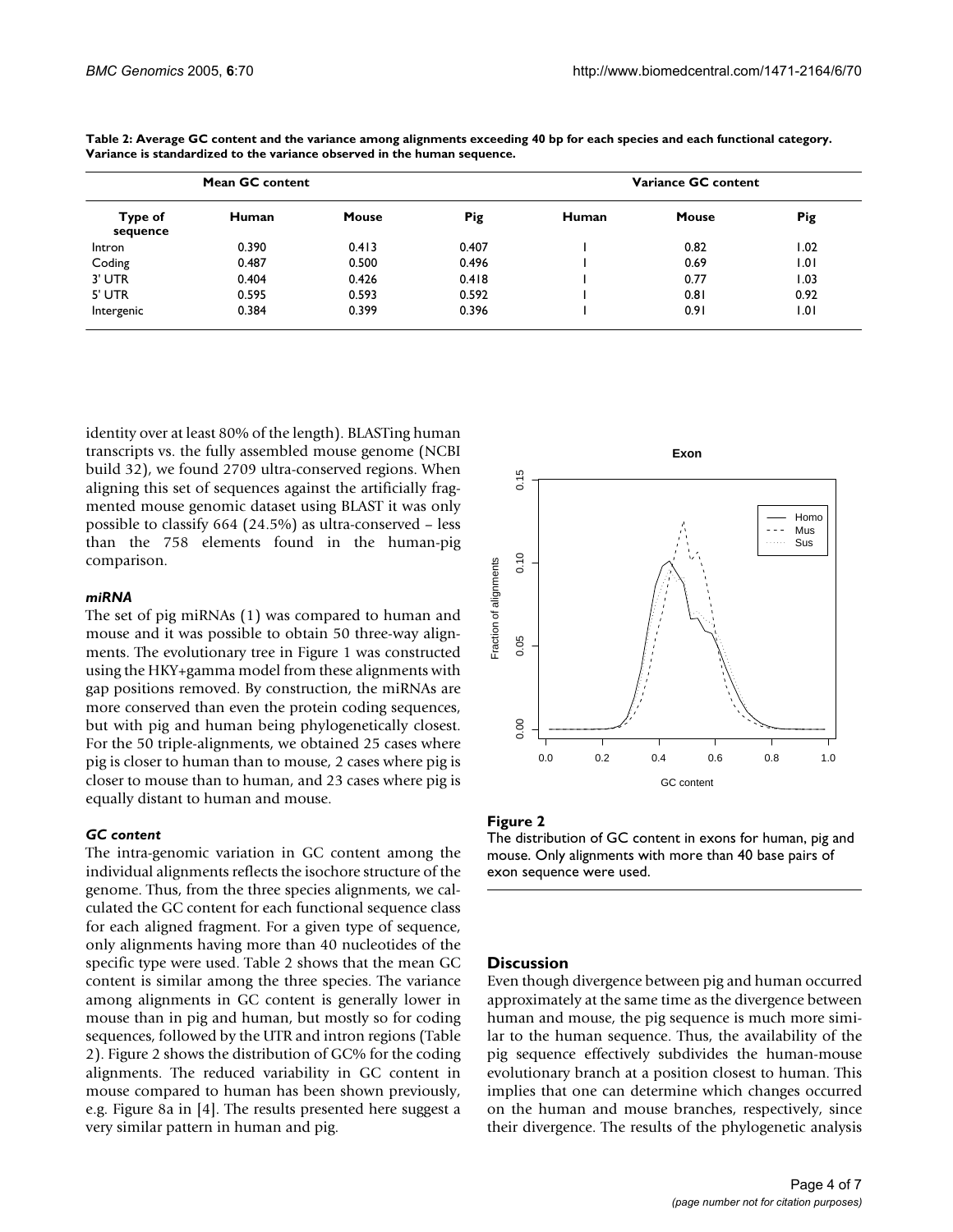**Table 2: Average GC content and the variance among alignments exceeding 40 bp for each species and each functional category. Variance is standardized to the variance observed in the human sequence.**

| | Mean GC content | | | Variance GC content | | |
|---|---|---|---|---|---|---|
| Type of sequence | Human | Mouse | Pig | Human | Mouse | Pig |
| Intron | 0.390 | 0.413 | 0.407 | 1 | 0.82 | 1.02 |
| Coding | 0.487 | 0.500 | 0.496 | 1 | 0.69 | 1.01 |
| 3' UTR | 0.404 | 0.426 | 0.418 | 1 | 0.77 | 1.03 |
| 5' UTR | 0.595 | 0.593 | 0.592 | 1 | 0.81 | 0.92 |
| Intergenic | 0.384 | 0.399 | 0.396 | 1 | 0.91 | 1.01 |

identity over at least 80% of the length). BLASTing human transcripts vs. the fully assembled mouse genome (NCBI build 32), we found 2709 ultra-conserved regions. When aligning this set of sequences against the artificially fragmented mouse genomic dataset using BLAST it was only possible to classify 664 (24.5%) as ultra-conserved – less than the 758 elements found in the human-pig comparison.

### *miRNA*

The set of pig miRNAs (1) was compared to human and mouse and it was possible to obtain 50 three-way alignments. The evolutionary tree in Figure 1 was constructed using the HKY+gamma model from these alignments with gap positions removed. By construction, the miRNAs are more conserved than even the protein coding sequences, but with pig and human being phylogenetically closest. For the 50 triple-alignments, we obtained 25 cases where pig is closer to human than to mouse, 2 cases where pig is closer to mouse than to human, and 23 cases where pig is equally distant to human and mouse.

### *GC content*

The intra-genomic variation in GC content among the individual alignments reflects the isochore structure of the genome. Thus, from the three species alignments, we calculated the GC content for each functional sequence class for each aligned fragment. For a given type of sequence, only alignments having more than 40 nucleotides of the specific type were used. Table 2 shows that the mean GC content is similar among the three species. The variance among alignments in GC content is generally lower in mouse than in pig and human, but mostly so for coding sequences, followed by the UTR and intron regions (Table 2). Figure 2 shows the distribution of GC% for the coding alignments. The reduced variability in GC content in mouse compared to human has been shown previously, e.g. Figure 8a in [4]. The results presented here suggest a very similar pattern in human and pig.

**Figure 2**
The distribution of GC content in exons for human, pig and mouse. Only alignments with more than 40 base pairs of exon sequence were used.

## Discussion

Even though divergence between pig and human occurred approximately at the same time as the divergence between human and mouse, the pig sequence is much more similar to the human sequence. Thus, the availability of the pig sequence effectively subdivides the human-mouse evolutionary branch at a position closest to human. This implies that one can determine which changes occurred on the human and mouse branches, respectively, since their divergence. The results of the phylogenetic analysis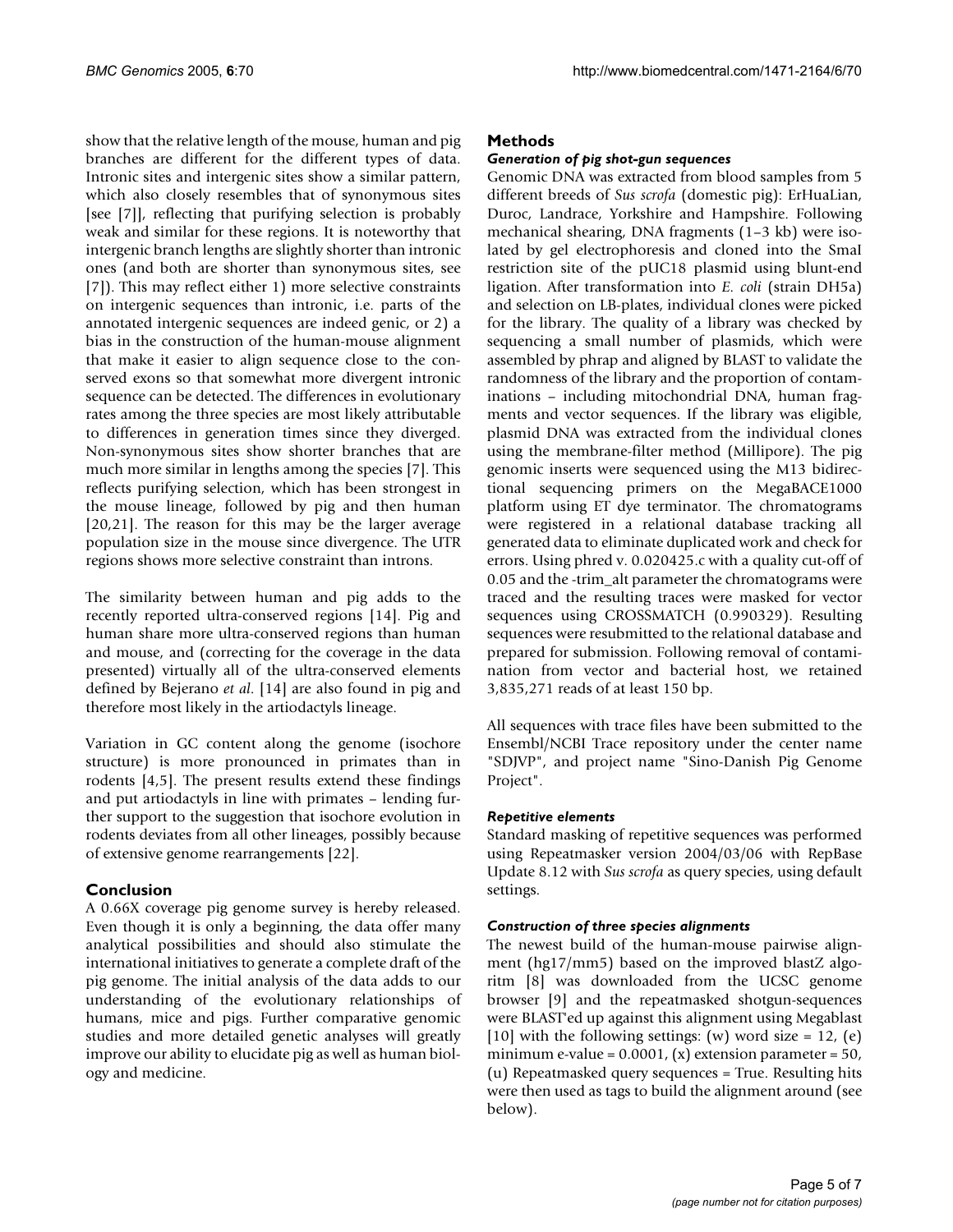show that the relative length of the mouse, human and pig branches are different for the different types of data. Intronic sites and intergenic sites show a similar pattern, which also closely resembles that of synonymous sites [see [7]], reflecting that purifying selection is probably weak and similar for these regions. It is noteworthy that intergenic branch lengths are slightly shorter than intronic ones (and both are shorter than synonymous sites, see [7]). This may reflect either 1) more selective constraints on intergenic sequences than intronic, i.e. parts of the annotated intergenic sequences are indeed genic, or 2) a bias in the construction of the human-mouse alignment that make it easier to align sequence close to the conserved exons so that somewhat more divergent intronic sequence can be detected. The differences in evolutionary rates among the three species are most likely attributable to differences in generation times since they diverged. Non-synonymous sites show shorter branches that are much more similar in lengths among the species [7]. This reflects purifying selection, which has been strongest in the mouse lineage, followed by pig and then human [20,21]. The reason for this may be the larger average population size in the mouse since divergence. The UTR regions shows more selective constraint than introns.

The similarity between human and pig adds to the recently reported ultra-conserved regions [14]. Pig and human share more ultra-conserved regions than human and mouse, and (correcting for the coverage in the data presented) virtually all of the ultra-conserved elements defined by Bejerano *et al.* [14] are also found in pig and therefore most likely in the artiodactyls lineage.

Variation in GC content along the genome (isochore structure) is more pronounced in primates than in rodents [4,5]. The present results extend these findings and put artiodactyls in line with primates – lending further support to the suggestion that isochore evolution in rodents deviates from all other lineages, possibly because of extensive genome rearrangements [22].

## Conclusion

A 0.66X coverage pig genome survey is hereby released. Even though it is only a beginning, the data offer many analytical possibilities and should also stimulate the international initiatives to generate a complete draft of the pig genome. The initial analysis of the data adds to our understanding of the evolutionary relationships of humans, mice and pigs. Further comparative genomic studies and more detailed genetic analyses will greatly improve our ability to elucidate pig as well as human biology and medicine.

## Methods

### *Generation of pig shot-gun sequences*

Genomic DNA was extracted from blood samples from 5 different breeds of *Sus scrofa* (domestic pig): ErHuaLian, Duroc, Landrace, Yorkshire and Hampshire. Following mechanical shearing, DNA fragments (1–3 kb) were isolated by gel electrophoresis and cloned into the SmaI restriction site of the pUC18 plasmid using blunt-end ligation. After transformation into *E. coli* (strain DH5a) and selection on LB-plates, individual clones were picked for the library. The quality of a library was checked by sequencing a small number of plasmids, which were assembled by phrap and aligned by BLAST to validate the randomness of the library and the proportion of contaminations – including mitochondrial DNA, human fragments and vector sequences. If the library was eligible, plasmid DNA was extracted from the individual clones using the membrane-filter method (Millipore). The pig genomic inserts were sequenced using the M13 bidirectional sequencing primers on the MegaBACE1000 platform using ET dye terminator. The chromatograms were registered in a relational database tracking all generated data to eliminate duplicated work and check for errors. Using phred v. 0.020425.c with a quality cut-off of 0.05 and the -trim_alt parameter the chromatograms were traced and the resulting traces were masked for vector sequences using CROSSMATCH (0.990329). Resulting sequences were resubmitted to the relational database and prepared for submission. Following removal of contamination from vector and bacterial host, we retained 3,835,271 reads of at least 150 bp.

All sequences with trace files have been submitted to the Ensembl/NCBI Trace repository under the center name "SDJVP", and project name "Sino-Danish Pig Genome Project".

### *Repetitive elements*

Standard masking of repetitive sequences was performed using Repeatmasker version 2004/03/06 with RepBase Update 8.12 with *Sus scrofa* as query species, using default settings.

### *Construction of three species alignments*

The newest build of the human-mouse pairwise alignment (hg17/mm5) based on the improved blastZ algoritm [8] was downloaded from the UCSC genome browser [9] and the repeatmasked shotgun-sequences were BLAST'ed up against this alignment using Megablast [10] with the following settings: (w) word size = 12, (e) minimum e-value = 0.0001, (x) extension parameter = 50, (u) Repeatmasked query sequences = True. Resulting hits were then used as tags to build the alignment around (see below).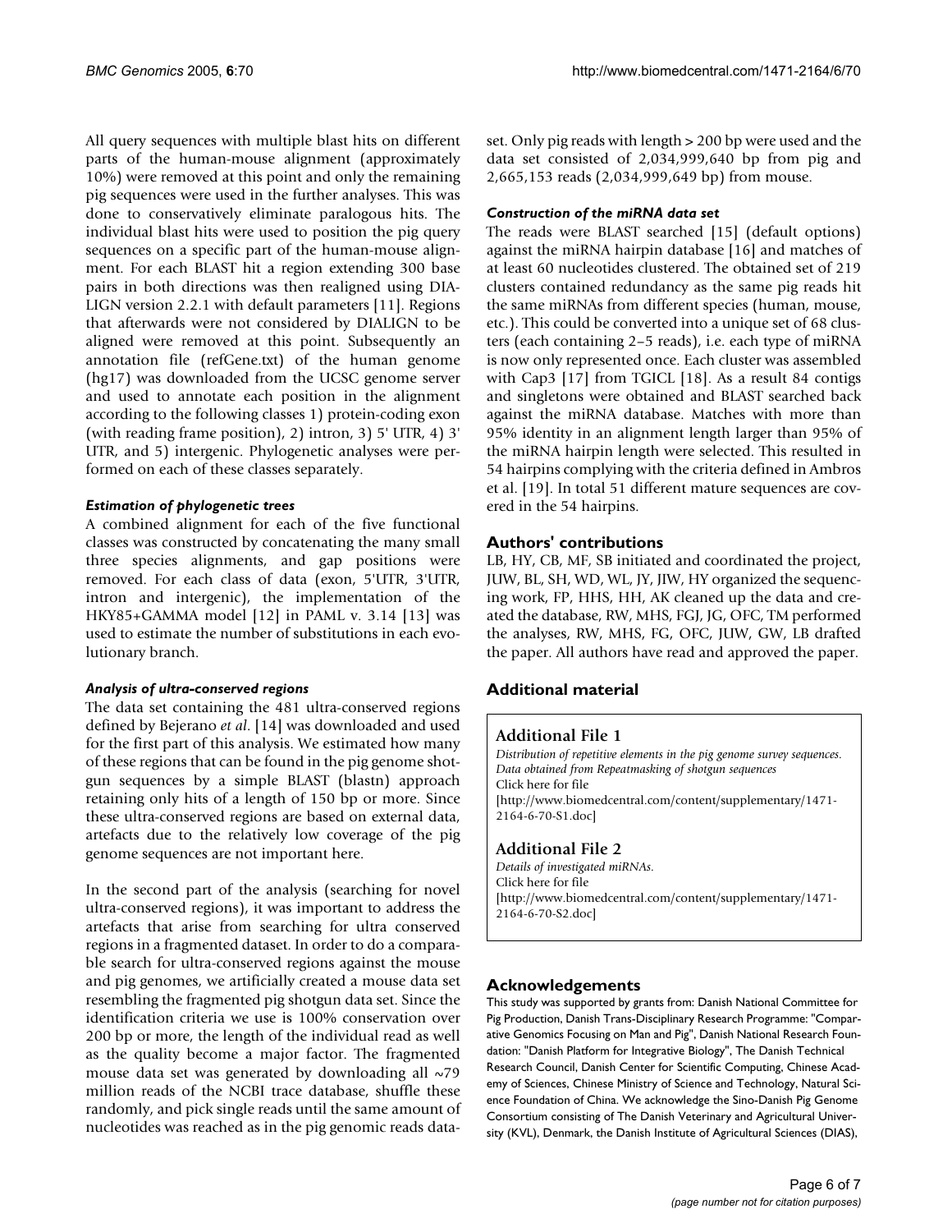All query sequences with multiple blast hits on different parts of the human-mouse alignment (approximately 10%) were removed at this point and only the remaining pig sequences were used in the further analyses. This was done to conservatively eliminate paralogous hits. The individual blast hits were used to position the pig query sequences on a specific part of the human-mouse alignment. For each BLAST hit a region extending 300 base pairs in both directions was then realigned using DIALIGN version 2.2.1 with default parameters [11]. Regions that afterwards were not considered by DIALIGN to be aligned were removed at this point. Subsequently an annotation file (refGene.txt) of the human genome (hg17) was downloaded from the UCSC genome server and used to annotate each position in the alignment according to the following classes 1) protein-coding exon (with reading frame position), 2) intron, 3) 5' UTR, 4) 3' UTR, and 5) intergenic. Phylogenetic analyses were performed on each of these classes separately.

### *Estimation of phylogenetic trees*

A combined alignment for each of the five functional classes was constructed by concatenating the many small three species alignments, and gap positions were removed. For each class of data (exon, 5'UTR, 3'UTR, intron and intergenic), the implementation of the HKY85+GAMMA model [12] in PAML v. 3.14 [13] was used to estimate the number of substitutions in each evolutionary branch.

### *Analysis of ultra-conserved regions*

The data set containing the 481 ultra-conserved regions defined by Bejerano *et al*. [14] was downloaded and used for the first part of this analysis. We estimated how many of these regions that can be found in the pig genome shotgun sequences by a simple BLAST (blastn) approach retaining only hits of a length of 150 bp or more. Since these ultra-conserved regions are based on external data, artefacts due to the relatively low coverage of the pig genome sequences are not important here.

In the second part of the analysis (searching for novel ultra-conserved regions), it was important to address the artefacts that arise from searching for ultra conserved regions in a fragmented dataset. In order to do a comparable search for ultra-conserved regions against the mouse and pig genomes, we artificially created a mouse data set resembling the fragmented pig shotgun data set. Since the identification criteria we use is 100% conservation over 200 bp or more, the length of the individual read as well as the quality become a major factor. The fragmented mouse data set was generated by downloading all ~79 million reads of the NCBI trace database, shuffle these randomly, and pick single reads until the same amount of nucleotides was reached as in the pig genomic reads data-set. Only pig reads with length > 200 bp were used and the data set consisted of 2,034,999,640 bp from pig and 2,665,153 reads (2,034,999,649 bp) from mouse.

### *Construction of the miRNA data set*

The reads were BLAST searched [15] (default options) against the miRNA hairpin database [16] and matches of at least 60 nucleotides clustered. The obtained set of 219 clusters contained redundancy as the same pig reads hit the same miRNAs from different species (human, mouse, etc.). This could be converted into a unique set of 68 clusters (each containing 2–5 reads), i.e. each type of miRNA is now only represented once. Each cluster was assembled with Cap3 [17] from TGICL [18]. As a result 84 contigs and singletons were obtained and BLAST searched back against the miRNA database. Matches with more than 95% identity in an alignment length larger than 95% of the miRNA hairpin length were selected. This resulted in 54 hairpins complying with the criteria defined in Ambros et al. [19]. In total 51 different mature sequences are covered in the 54 hairpins.

## Authors' contributions

LB, HY, CB, MF, SB initiated and coordinated the project, JUW, BL, SH, WD, WL, JY, JIW, HY organized the sequencing work, FP, HHS, HH, AK cleaned up the data and created the database, RW, MHS, FGJ, JG, OFC, TM performed the analyses, RW, MHS, FG, OFC, JUW, GW, LB drafted the paper. All authors have read and approved the paper.

## Additional material

**Additional File 1**

*Distribution of repetitive elements in the pig genome survey sequences. Data obtained from Repeatmasking of shotgun sequences*
Click here for file
[http://www.biomedcentral.com/content/supplementary/1471-2164-6-70-S1.doc]

**Additional File 2**

*Details of investigated miRNAs.*
Click here for file
[http://www.biomedcentral.com/content/supplementary/1471-2164-6-70-S2.doc]

## Acknowledgements

This study was supported by grants from: Danish National Committee for Pig Production, Danish Trans-Disciplinary Research Programme: "Comparative Genomics Focusing on Man and Pig", Danish National Research Foundation: "Danish Platform for Integrative Biology", The Danish Technical Research Council, Danish Center for Scientific Computing, Chinese Academy of Sciences, Chinese Ministry of Science and Technology, Natural Science Foundation of China. We acknowledge the Sino-Danish Pig Genome Consortium consisting of The Danish Veterinary and Agricultural University (KVL), Denmark, the Danish Institute of Agricultural Sciences (DIAS),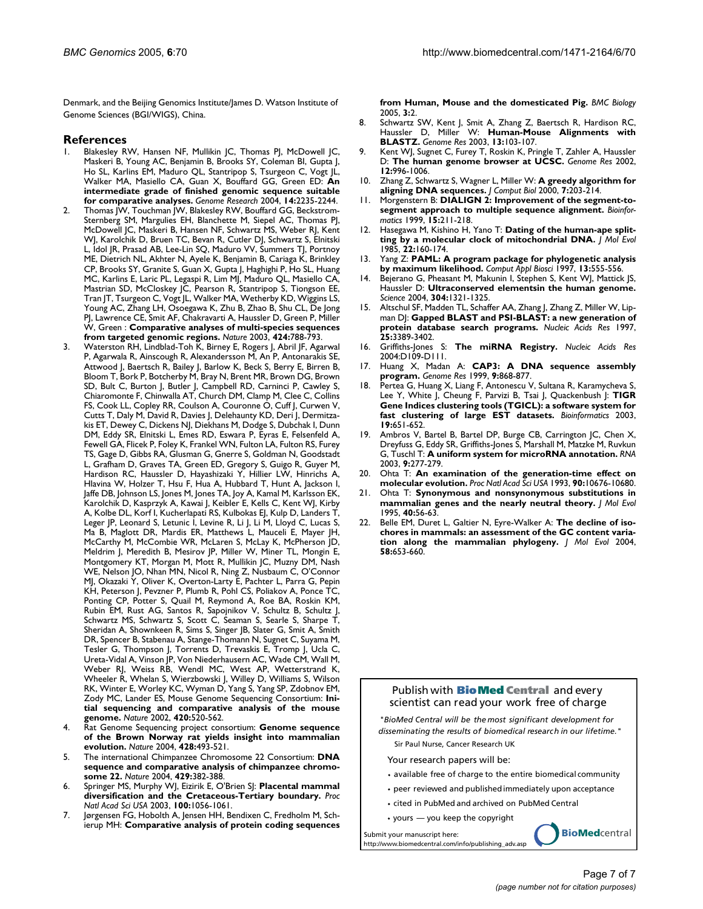Denmark, and the Beijing Genomics Institute/James D. Watson Institute of Genome Sciences (BGI/WIGS), China.

## References

1. Blakesley RW, Hansen NF, Mullikin JC, Thomas PJ, McDowell JC, Maskeri B, Young AC, Benjamin B, Brooks SY, Coleman BI, Gupta J, Ho SL, Karlins EM, Maduro QL, Stantripop S, Tsurgeon C, Vogt JL, Walker MA, Masiello CA, Guan X, Bouffard GG, Green ED: **An intermediate grade of finished genomic sequence suitable for comparative analyses.** *Genome Research* 2004, **14:**2235-2244.
2. Thomas JW, Touchman JW, Blakesley RW, Bouffard GG, Beckstrom-Sternberg SM, Margulies EH, Blanchette M, Siepel AC, Thomas PJ, McDowell JC, Maskeri B, Hansen NF, Schwartz MS, Weber RJ, Kent WJ, Karolchik D, Bruen TC, Bevan R, Cutler DJ, Schwartz S, Elnitski L, Idol JR, Prasad AB, Lee-Lin SQ, Maduro VV, Summers TJ, Portnoy ME, Dietrich NL, Akhter N, Ayele K, Benjamin B, Cariaga K, Brinkley CP, Brooks SY, Granite S, Guan X, Gupta J, Haghighi P, Ho SL, Huang MC, Karlins E, Laric PL, Legaspi R, Lim MJ, Maduro QL, Masiello CA, Mastrian SD, McCloskey JC, Pearson R, Stantripop S, Tiongson EE, Tran JT, Tsurgeon C, Vogt JL, Walker MA, Wetherby KD, Wiggins LS, Young AC, Zhang LH, Osoegawa K, Zhu B, Zhao B, Shu CL, De Jong PJ, Lawrence CE, Smit AF, Chakravarti A, Haussler D, Green P, Miller W, Green : **Comparative analyses of multi-species sequences from targeted genomic regions.** *Nature* 2003, **424:**788-793.
3. Waterston RH, Lindblad-Toh K, Birney E, Rogers J, Abril JF, Agarwal P, Agarwala R, Ainscough R, Alexandersson M, An P, Antonarakis SE, Attwood J, Baertsch R, Bailey J, Barlow K, Beck S, Berry E, Birren B, Bloom T, Bork P, Botcherby M, Bray N, Brent MR, Brown DG, Brown SD, Bult C, Burton J, Butler J, Campbell RD, Carninci P, Cawley S, Chiaromonte F, Chinwalla AT, Church DM, Clamp M, Clee C, Collins FS, Cook LL, Copley RR, Coulson A, Couronne O, Cuff J, Curwen V, Cutts T, Daly M, David R, Davies J, Delehaunty KD, Deri J, Dermitzakis ET, Dewey C, Dickens NJ, Diekhans M, Dodge S, Dubchak I, Dunn DM, Eddy SR, Elnitski L, Emes RD, Eswara P, Eyras E, Felsenfeld A, Fewell GA, Flicek P, Foley K, Frankel WN, Fulton LA, Fulton RS, Furey TS, Gage D, Gibbs RA, Glusman G, Gnerre S, Goldman N, Goodstadt L, Grafham D, Graves TA, Green ED, Gregory S, Guigo R, Guyer M, Hardison RC, Haussler D, Hayashizaki Y, Hillier LW, Hinrichs A, Hlavina W, Holzer T, Hsu F, Hua A, Hubbard T, Hunt A, Jackson I, Jaffe DB, Johnson LS, Jones M, Jones TA, Joy A, Kamal M, Karlsson EK, Karolchik D, Kasprzyk A, Kawai J, Keibler E, Kells C, Kent WJ, Kirby A, Kolbe DL, Korf I, Kucherlapati RS, Kulbokas EJ, Kulp D, Landers T, Leger JP, Leonard S, Letunic I, Levine R, Li J, Li M, Lloyd C, Lucas S, Ma B, Maglott DR, Mardis ER, Matthews L, Mauceli E, Mayer JH, McCarthy M, McCombie WR, McLaren S, McLay K, McPherson JD, Meldrim J, Meredith B, Mesirov JP, Miller W, Miner TL, Mongin E, Montgomery KT, Morgan M, Mott R, Mullikin JC, Muzny DM, Nash WE, Nelson JO, Nhan MN, Nicol R, Ning Z, Nusbaum C, O'Connor MJ, Okazaki Y, Oliver K, Overton-Larty E, Pachter L, Parra G, Pepin KH, Peterson J, Pevzner P, Plumb R, Pohl CS, Poliakov A, Ponce TC, Ponting CP, Potter S, Quail M, Reymond A, Roe BA, Roskin KM, Rubin EM, Rust AG, Santos R, Sapojnikov V, Schultz B, Schultz J, Schwartz MS, Schwartz S, Scott C, Seaman S, Searle S, Sharpe T, Sheridan A, Shownkeen R, Sims S, Singer JB, Slater G, Smit A, Smith DR, Spencer B, Stabenau A, Stange-Thomann N, Sugnet C, Suyama M, Tesler G, Thompson J, Torrents D, Trevaskis E, Tromp J, Ucla C, Ureta-Vidal A, Vinson JP, Von Niederhausern AC, Wade CM, Wall M, Weber RJ, Weiss RB, Wendl MC, West AP, Wetterstrand K, Wheeler R, Whelan S, Wierzbowski J, Willey D, Williams S, Wilson RK, Winter E, Worley KC, Wyman D, Yang S, Yang SP, Zdobnov EM, Zody MC, Lander ES, Mouse Genome Sequencing Consortium: **Initial sequencing and comparative analysis of the mouse genome.** *Nature* 2002, **420:**520-562.
4. Rat Genome Sequencing project consortium: **Genome sequence of the Brown Norway rat yields insight into mammalian evolution.** *Nature* 2004, **428:**493-521.
5. The international Chimpanzee Chromosome 22 Consortium: **DNA sequence and comparative analysis of chimpanzee chromosome 22.** *Nature* 2004, **429:**382-388.
6. Springer MS, Murphy WJ, Eizirik E, O'Brien SJ: **Placental mammal diversification and the Cretaceous-Tertiary boundary.** *Proc Natl Acad Sci USA* 2003, **100:**1056-1061.
7. Jørgensen FG, Hobolth A, Jensen HH, Bendixen C, Fredholm M, Schierup MH: **Comparative analysis of protein coding sequences from Human, Mouse and the domesticated Pig.** *BMC Biology* 2005, **3:**2.
8. Schwartz SW, Kent J, Smit A, Zhang Z, Baertsch R, Hardison RC, Haussler D, Miller W: **Human-Mouse Alignments with BLASTZ.** *Genome Res* 2003, **13:**103-107.
9. Kent WJ, Sugnet C, Furey T, Roskin K, Pringle T, Zahler A, Haussler D: **The human genome browser at UCSC.** *Genome Res* 2002, **12:**996-1006.
10. Zhang Z, Schwartz S, Wagner L, Miller W: **A greedy algorithm for aligning DNA sequences.** *J Comput Biol* 2000, **7:**203-214.
11. Morgenstern B: **DIALIGN 2: Improvement of the segment-to-segment approach to multiple sequence alignment.** *Bioinformatics* 1999, **15:**211-218.
12. Hasegawa M, Kishino H, Yano T: **Dating of the human-ape splitting by a molecular clock of mitochondrial DNA.** *J Mol Evol* 1985, **22:**160-174.
13. Yang Z: **PAML: A program package for phylogenetic analysis by maximum likelihood.** *Comput Appl Biosci* 1997, **13:**555-556.
14. Bejerano G, Pheasant M, Makunin I, Stephen S, Kent WJ, Mattick JS, Haussler D: **Ultraconserved elementsin the human genome.** *Science* 2004, **304:**1321-1325.
15. Altschul SF, Madden TL, Schaffer AA, Zhang J, Zhang Z, Miller W, Lipman DJ: **Gapped BLAST and PSI-BLAST: a new generation of protein database search programs.** *Nucleic Acids Res* 1997, **25:**3389-3402.
16. Griffiths-Jones S: **The miRNA Registry.** *Nucleic Acids Res* 2004:D109-D111.
17. Huang X, Madan A: **CAP3: A DNA sequence assembly program.** *Genome Res* 1999, **9:**868-877.
18. Pertea G, Huang X, Liang F, Antonescu V, Sultana R, Karamycheva S, Lee Y, White J, Cheung F, Parvizi B, Tsai J, Quackenbush J: **TIGR Gene Indices clustering tools (TGICL): a software system for fast clustering of large EST datasets.** *Bioinformatics* 2003, **19:**651-652.
19. Ambros V, Bartel B, Bartel DP, Burge CB, Carrington JC, Chen X, Dreyfuss G, Eddy SR, Griffiths-Jones S, Marshall M, Matzke M, Ruvkun G, Tuschl T: **A uniform system for microRNA annotation.** *RNA* 2003, **9:**277-279.
20. Ohta T: **An examination of the generation-time effect on molecular evolution.** *Proc Natl Acad Sci USA* 1993, **90:**10676-10680.
21. Ohta T: **Synonymous and nonsynonymous substitutions in mammalian genes and the nearly neutral theory.** *J Mol Evol* 1995, **40:**56-63.
22. Belle EM, Duret L, Galtier N, Eyre-Walker A: **The decline of isochores in mammals: an assessment of the GC content variation along the mammalian phylogeny.** *J Mol Evol* 2004, **58:**653-660.

Publish with **BioMed Central** and every scientist can read your work free of charge

*"BioMed Central will be the most significant development for disseminating the results of biomedical research in our lifetime."*
Sir Paul Nurse, Cancer Research UK

Your research papers will be:

- available free of charge to the entire biomedical community
- peer reviewed and published immediately upon acceptance
- cited in PubMed and archived on PubMed Central
- yours — you keep the copyright

Submit your manuscript here:
http://www.biomedcentral.com/info/publishing_adv.asp

BioMedcentral